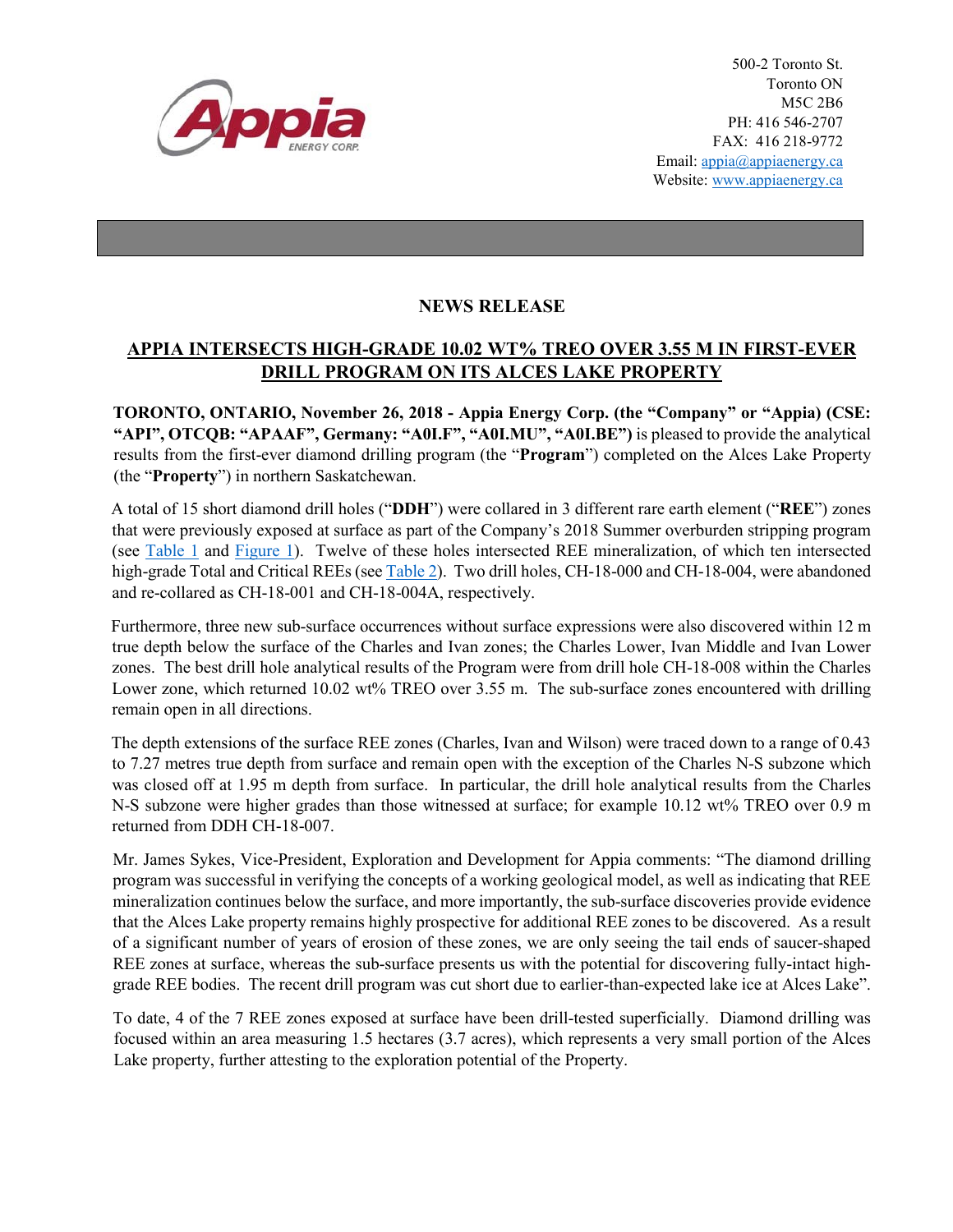500-2 Toronto St.
Toronto ON
M5C 2B6
PH: 416 546-2707
FAX: 416 218-9772
Email: appia@appiaenergy.ca
Website: www.appiaenergy.ca

## NEWS RELEASE

## APPIA INTERSECTS HIGH-GRADE 10.02 WT% TREO OVER 3.55 M IN FIRST-EVER DRILL PROGRAM ON ITS ALCES LAKE PROPERTY

**TORONTO, ONTARIO, November 26, 2018 - Appia Energy Corp. (the "Company" or "Appia) (CSE: "API", OTCQB: "APAAF", Germany: "A0I.F", "A0I.MU", "A0I.BE")** is pleased to provide the analytical results from the first-ever diamond drilling program (the "**Program**") completed on the Alces Lake Property (the "**Property**") in northern Saskatchewan.

A total of 15 short diamond drill holes ("**DDH**") were collared in 3 different rare earth element ("**REE**") zones that were previously exposed at surface as part of the Company's 2018 Summer overburden stripping program (see Table 1 and Figure 1). Twelve of these holes intersected REE mineralization, of which ten intersected high-grade Total and Critical REEs (see Table 2). Two drill holes, CH-18-000 and CH-18-004, were abandoned and re-collared as CH-18-001 and CH-18-004A, respectively.

Furthermore, three new sub-surface occurrences without surface expressions were also discovered within 12 m true depth below the surface of the Charles and Ivan zones; the Charles Lower, Ivan Middle and Ivan Lower zones. The best drill hole analytical results of the Program were from drill hole CH-18-008 within the Charles Lower zone, which returned 10.02 wt% TREO over 3.55 m. The sub-surface zones encountered with drilling remain open in all directions.

The depth extensions of the surface REE zones (Charles, Ivan and Wilson) were traced down to a range of 0.43 to 7.27 metres true depth from surface and remain open with the exception of the Charles N-S subzone which was closed off at 1.95 m depth from surface. In particular, the drill hole analytical results from the Charles N-S subzone were higher grades than those witnessed at surface; for example 10.12 wt% TREO over 0.9 m returned from DDH CH-18-007.

Mr. James Sykes, Vice-President, Exploration and Development for Appia comments: "The diamond drilling program was successful in verifying the concepts of a working geological model, as well as indicating that REE mineralization continues below the surface, and more importantly, the sub-surface discoveries provide evidence that the Alces Lake property remains highly prospective for additional REE zones to be discovered. As a result of a significant number of years of erosion of these zones, we are only seeing the tail ends of saucer-shaped REE zones at surface, whereas the sub-surface presents us with the potential for discovering fully-intact high-grade REE bodies. The recent drill program was cut short due to earlier-than-expected lake ice at Alces Lake".

To date, 4 of the 7 REE zones exposed at surface have been drill-tested superficially. Diamond drilling was focused within an area measuring 1.5 hectares (3.7 acres), which represents a very small portion of the Alces Lake property, further attesting to the exploration potential of the Property.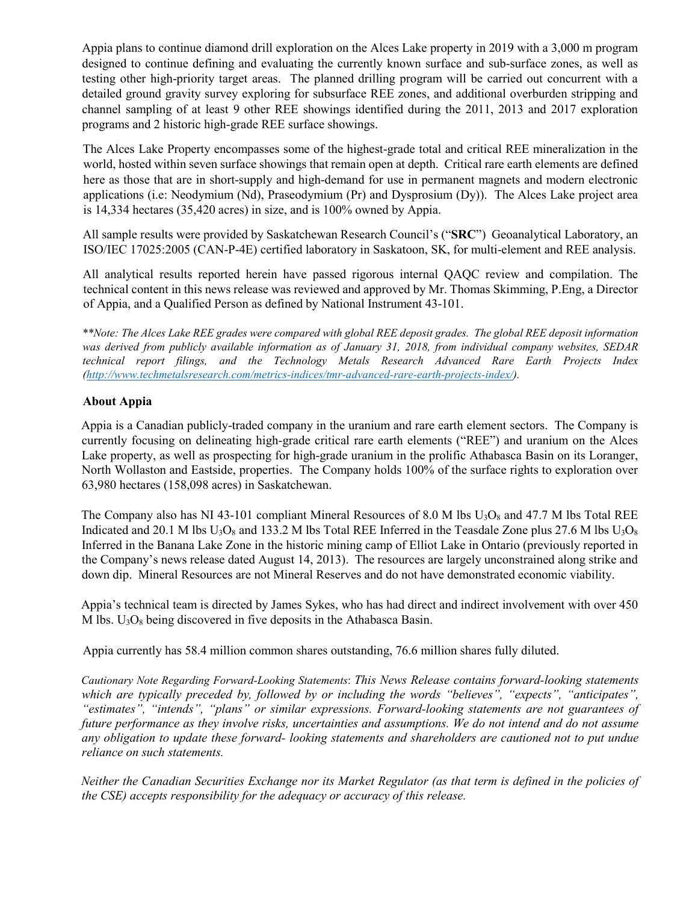Appia plans to continue diamond drill exploration on the Alces Lake property in 2019 with a 3,000 m program designed to continue defining and evaluating the currently known surface and sub-surface zones, as well as testing other high-priority target areas. The planned drilling program will be carried out concurrent with a detailed ground gravity survey exploring for subsurface REE zones, and additional overburden stripping and channel sampling of at least 9 other REE showings identified during the 2011, 2013 and 2017 exploration programs and 2 historic high-grade REE surface showings.

The Alces Lake Property encompasses some of the highest-grade total and critical REE mineralization in the world, hosted within seven surface showings that remain open at depth. Critical rare earth elements are defined here as those that are in short-supply and high-demand for use in permanent magnets and modern electronic applications (i.e: Neodymium (Nd), Praseodymium (Pr) and Dysprosium (Dy)). The Alces Lake project area is 14,334 hectares (35,420 acres) in size, and is 100% owned by Appia.

All sample results were provided by Saskatchewan Research Council's ("**SRC**") Geoanalytical Laboratory, an ISO/IEC 17025:2005 (CAN-P-4E) certified laboratory in Saskatoon, SK, for multi-element and REE analysis.

All analytical results reported herein have passed rigorous internal QAQC review and compilation. The technical content in this news release was reviewed and approved by Mr. Thomas Skimming, P.Eng, a Director of Appia, and a Qualified Person as defined by National Instrument 43-101.

*\*\*Note: The Alces Lake REE grades were compared with global REE deposit grades. The global REE deposit information was derived from publicly available information as of January 31, 2018, from individual company websites, SEDAR technical report filings, and the Technology Metals Research Advanced Rare Earth Projects Index (http://www.techmetalsresearch.com/metrics-indices/tmr-advanced-rare-earth-projects-index/).*

## About Appia

Appia is a Canadian publicly-traded company in the uranium and rare earth element sectors. The Company is currently focusing on delineating high-grade critical rare earth elements ("REE") and uranium on the Alces Lake property, as well as prospecting for high-grade uranium in the prolific Athabasca Basin on its Loranger, North Wollaston and Eastside, properties. The Company holds 100% of the surface rights to exploration over 63,980 hectares (158,098 acres) in Saskatchewan.

The Company also has NI 43-101 compliant Mineral Resources of 8.0 M lbs $U_3O_8$ and 47.7 M lbs Total REE Indicated and 20.1 M lbs $U_3O_8$ and 133.2 M lbs Total REE Inferred in the Teasdale Zone plus 27.6 M lbs $U_3O_8$ Inferred in the Banana Lake Zone in the historic mining camp of Elliot Lake in Ontario (previously reported in the Company's news release dated August 14, 2013). The resources are largely unconstrained along strike and down dip. Mineral Resources are not Mineral Reserves and do not have demonstrated economic viability.

Appia's technical team is directed by James Sykes, who has had direct and indirect involvement with over 450 M lbs. $U_3O_8$ being discovered in five deposits in the Athabasca Basin.

Appia currently has 58.4 million common shares outstanding, 76.6 million shares fully diluted.

*Cautionary Note Regarding Forward-Looking Statements: This News Release contains forward-looking statements which are typically preceded by, followed by or including the words "believes", "expects", "anticipates", "estimates", "intends", "plans" or similar expressions. Forward-looking statements are not guarantees of future performance as they involve risks, uncertainties and assumptions. We do not intend and do not assume any obligation to update these forward- looking statements and shareholders are cautioned not to put undue reliance on such statements.*

*Neither the Canadian Securities Exchange nor its Market Regulator (as that term is defined in the policies of the CSE) accepts responsibility for the adequacy or accuracy of this release.*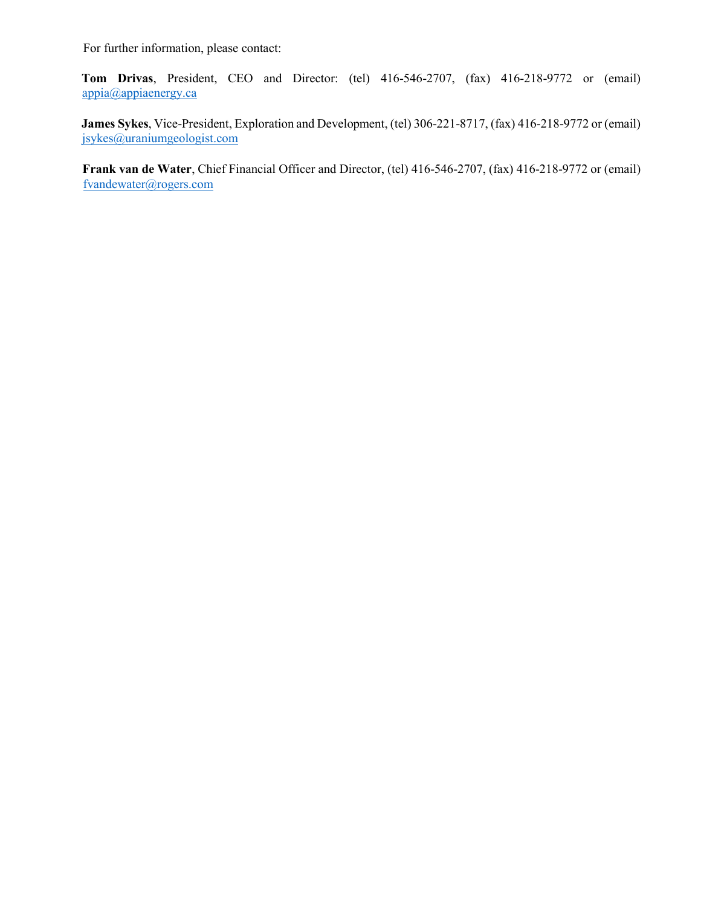For further information, please contact:

**Tom Drivas**, President, CEO and Director: (tel) 416-546-2707, (fax) 416-218-9772 or (email) appia@appiaenergy.ca

**James Sykes**, Vice-President, Exploration and Development, (tel) 306-221-8717, (fax) 416-218-9772 or (email) jsykes@uraniumgeologist.com

**Frank van de Water**, Chief Financial Officer and Director, (tel) 416-546-2707, (fax) 416-218-9772 or (email) fvandewater@rogers.com